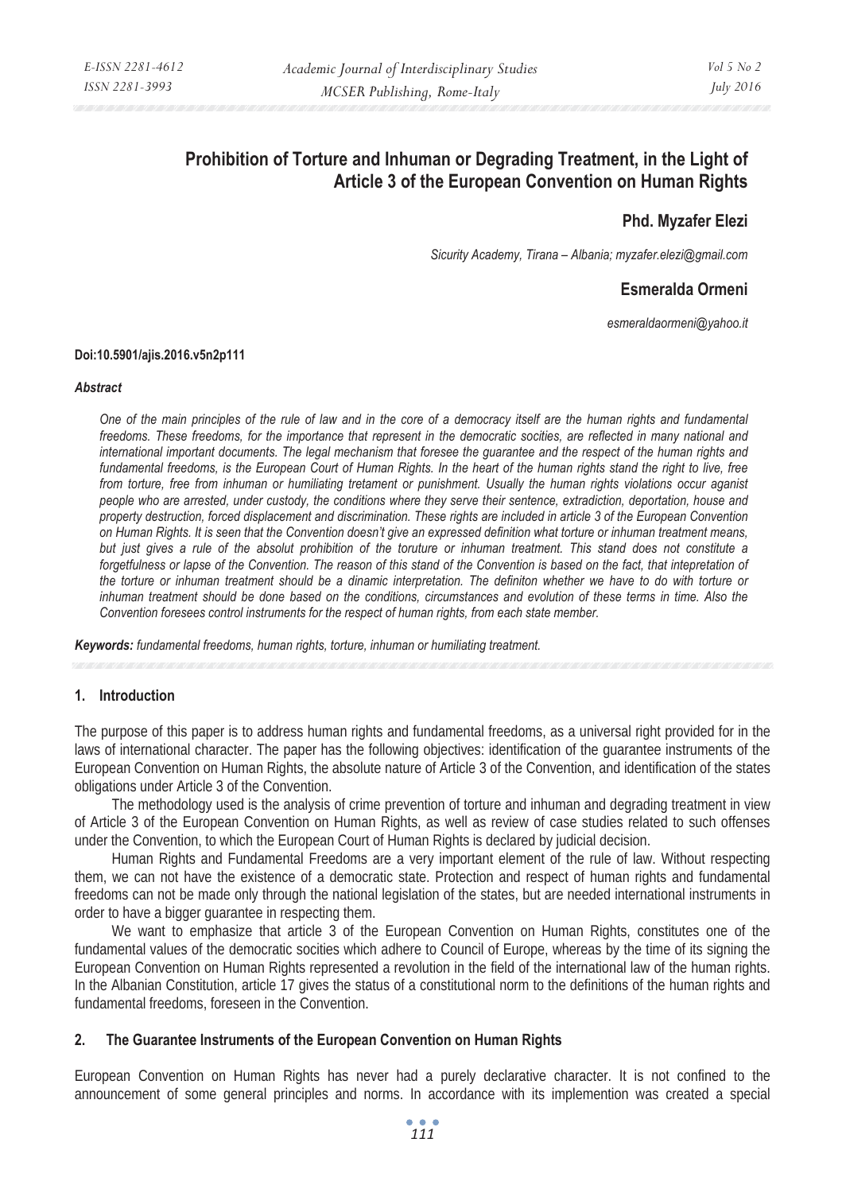# Prohibition of Torture and Inhuman or Degrading Treatment, in the Light of Article 3 of the European Convention on Human Rights

**Phd. Myzafer Elezi**

*Sicurity Academy, Tirana – Albania; myzafer.elezi@gmail.com*

**Esmeralda Ormeni**

*esmeraldaormeni@yahoo.it*

**Doi:10.5901/ajis.2016.v5n2p111**

***Abstract***

*One of the main principles of the rule of law and in the core of a democracy itself are the human rights and fundamental freedoms. These freedoms, for the importance that represent in the democratic socities, are reflected in many national and international important documents. The legal mechanism that foresee the guarantee and the respect of the human rights and fundamental freedoms, is the European Court of Human Rights. In the heart of the human rights stand the right to live, free from torture, free from inhuman or humiliating tretament or punishment. Usually the human rights violations occur aganist people who are arrested, under custody, the conditions where they serve their sentence, extradiction, deportation, house and property destruction, forced displacement and discrimination. These rights are included in article 3 of the European Convention on Human Rights. It is seen that the Convention doesn't give an expressed definition what torture or inhuman treatment means, but just gives a rule of the absolut prohibition of the toruture or inhuman treatment. This stand does not constitute a forgetfulness or lapse of the Convention. The reason of this stand of the Convention is based on the fact, that intepretation of the torture or inhuman treatment should be a dinamic interpretation. The definiton whether we have to do with torture or inhuman treatment should be done based on the conditions, circumstances and evolution of these terms in time. Also the Convention foresees control instruments for the respect of human rights, from each state member.*

***Keywords:*** *fundamental freedoms, human rights, torture, inhuman or humiliating treatment.*

## 1. Introduction

The purpose of this paper is to address human rights and fundamental freedoms, as a universal right provided for in the laws of international character. The paper has the following objectives: identification of the guarantee instruments of the European Convention on Human Rights, the absolute nature of Article 3 of the Convention, and identification of the states obligations under Article 3 of the Convention.

The methodology used is the analysis of crime prevention of torture and inhuman and degrading treatment in view of Article 3 of the European Convention on Human Rights, as well as review of case studies related to such offenses under the Convention, to which the European Court of Human Rights is declared by judicial decision.

Human Rights and Fundamental Freedoms are a very important element of the rule of law. Without respecting them, we can not have the existence of a democratic state. Protection and respect of human rights and fundamental freedoms can not be made only through the national legislation of the states, but are needed international instruments in order to have a bigger guarantee in respecting them.

We want to emphasize that article 3 of the European Convention on Human Rights, constitutes one of the fundamental values of the democratic socities which adhere to Council of Europe, whereas by the time of its signing the European Convention on Human Rights represented a revolution in the field of the international law of the human rights. In the Albanian Constitution, article 17 gives the status of a constitutional norm to the definitions of the human rights and fundamental freedoms, foreseen in the Convention.

## 2. The Guarantee Instruments of the European Convention on Human Rights

European Convention on Human Rights has never had a purely declarative character. It is not confined to the announcement of some general principles and norms. In accordance with its implemention was created a special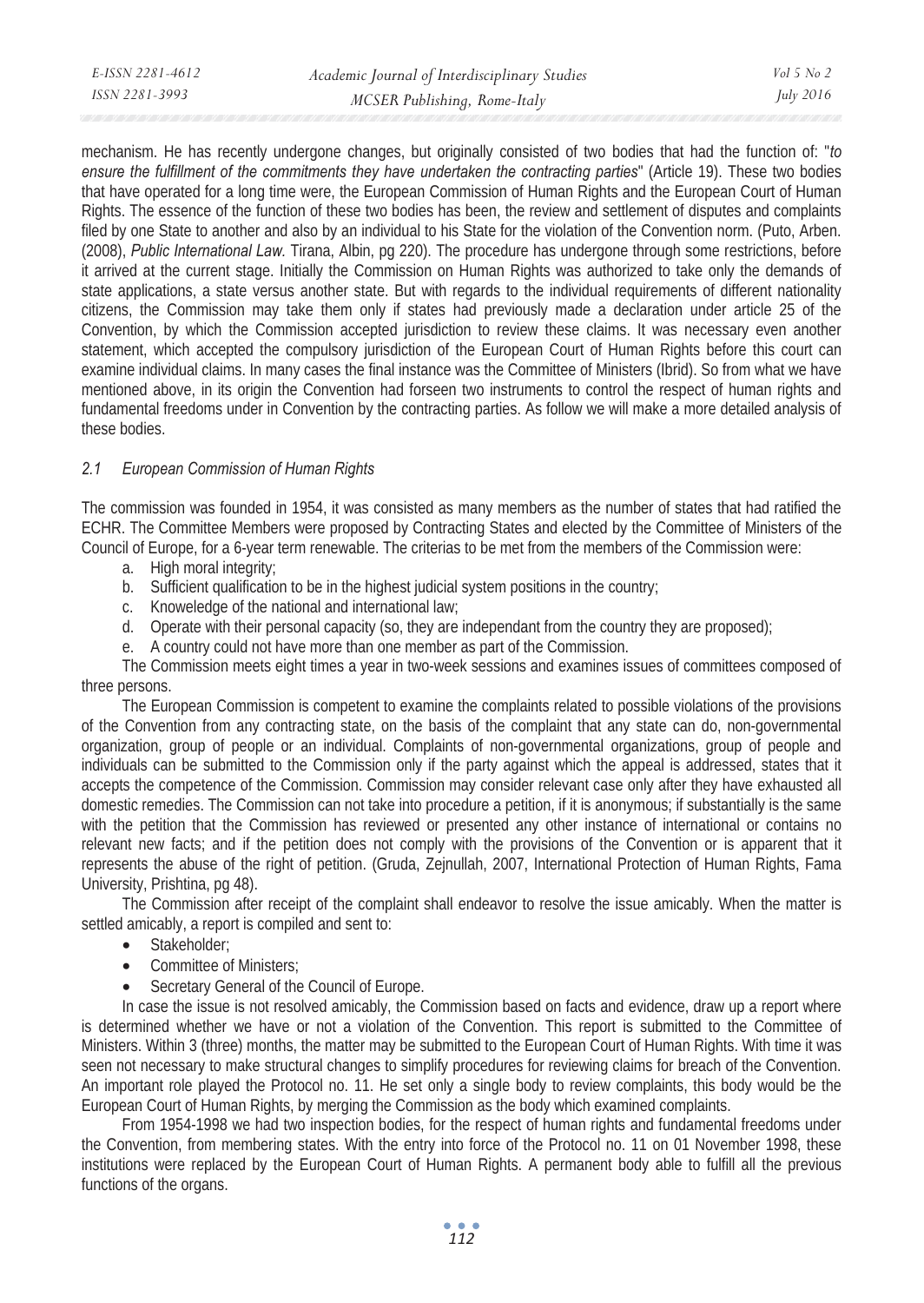mechanism. He has recently undergone changes, but originally consisted of two bodies that had the function of: "*to ensure the fulfillment of the commitments they have undertaken the contracting parties*" (Article 19). These two bodies that have operated for a long time were, the European Commission of Human Rights and the European Court of Human Rights. The essence of the function of these two bodies has been, the review and settlement of disputes and complaints filed by one State to another and also by an individual to his State for the violation of the Convention norm. (Puto, Arben. (2008), *Public International Law.* Tirana, Albin, pg 220). The procedure has undergone through some restrictions, before it arrived at the current stage. Initially the Commission on Human Rights was authorized to take only the demands of state applications, a state versus another state. But with regards to the individual requirements of different nationality citizens, the Commission may take them only if states had previously made a declaration under article 25 of the Convention, by which the Commission accepted jurisdiction to review these claims. It was necessary even another statement, which accepted the compulsory jurisdiction of the European Court of Human Rights before this court can examine individual claims. In many cases the final instance was the Committee of Ministers (Ibrid). So from what we have mentioned above, in its origin the Convention had forseen two instruments to control the respect of human rights and fundamental freedoms under in Convention by the contracting parties. As follow we will make a more detailed analysis of these bodies.

### *2.1 European Commission of Human Rights*

The commission was founded in 1954, it was consisted as many members as the number of states that had ratified the ECHR. The Committee Members were proposed by Contracting States and elected by the Committee of Ministers of the Council of Europe, for a 6-year term renewable. The criterias to be met from the members of the Commission were:

a. High moral integrity;
b. Sufficient qualification to be in the highest judicial system positions in the country;
c. Knoweledge of the national and international law;
d. Operate with their personal capacity (so, they are independant from the country they are proposed);
e. A country could not have more than one member as part of the Commission.

The Commission meets eight times a year in two-week sessions and examines issues of committees composed of three persons.

The European Commission is competent to examine the complaints related to possible violations of the provisions of the Convention from any contracting state, on the basis of the complaint that any state can do, non-governmental organization, group of people or an individual. Complaints of non-governmental organizations, group of people and individuals can be submitted to the Commission only if the party against which the appeal is addressed, states that it accepts the competence of the Commission. Commission may consider relevant case only after they have exhausted all domestic remedies. The Commission can not take into procedure a petition, if it is anonymous; if substantially is the same with the petition that the Commission has reviewed or presented any other instance of international or contains no relevant new facts; and if the petition does not comply with the provisions of the Convention or is apparent that it represents the abuse of the right of petition. (Gruda, Zejnullah, 2007, International Protection of Human Rights, Fama University, Prishtina, pg 48).

The Commission after receipt of the complaint shall endeavor to resolve the issue amicably. When the matter is settled amicably, a report is compiled and sent to:

- Stakeholder;
- Committee of Ministers;
- Secretary General of the Council of Europe.

In case the issue is not resolved amicably, the Commission based on facts and evidence, draw up a report where is determined whether we have or not a violation of the Convention. This report is submitted to the Committee of Ministers. Within 3 (three) months, the matter may be submitted to the European Court of Human Rights. With time it was seen not necessary to make structural changes to simplify procedures for reviewing claims for breach of the Convention. An important role played the Protocol no. 11. He set only a single body to review complaints, this body would be the European Court of Human Rights, by merging the Commission as the body which examined complaints.

From 1954-1998 we had two inspection bodies, for the respect of human rights and fundamental freedoms under the Convention, from membering states. With the entry into force of the Protocol no. 11 on 01 November 1998, these institutions were replaced by the European Court of Human Rights. A permanent body able to fulfill all the previous functions of the organs.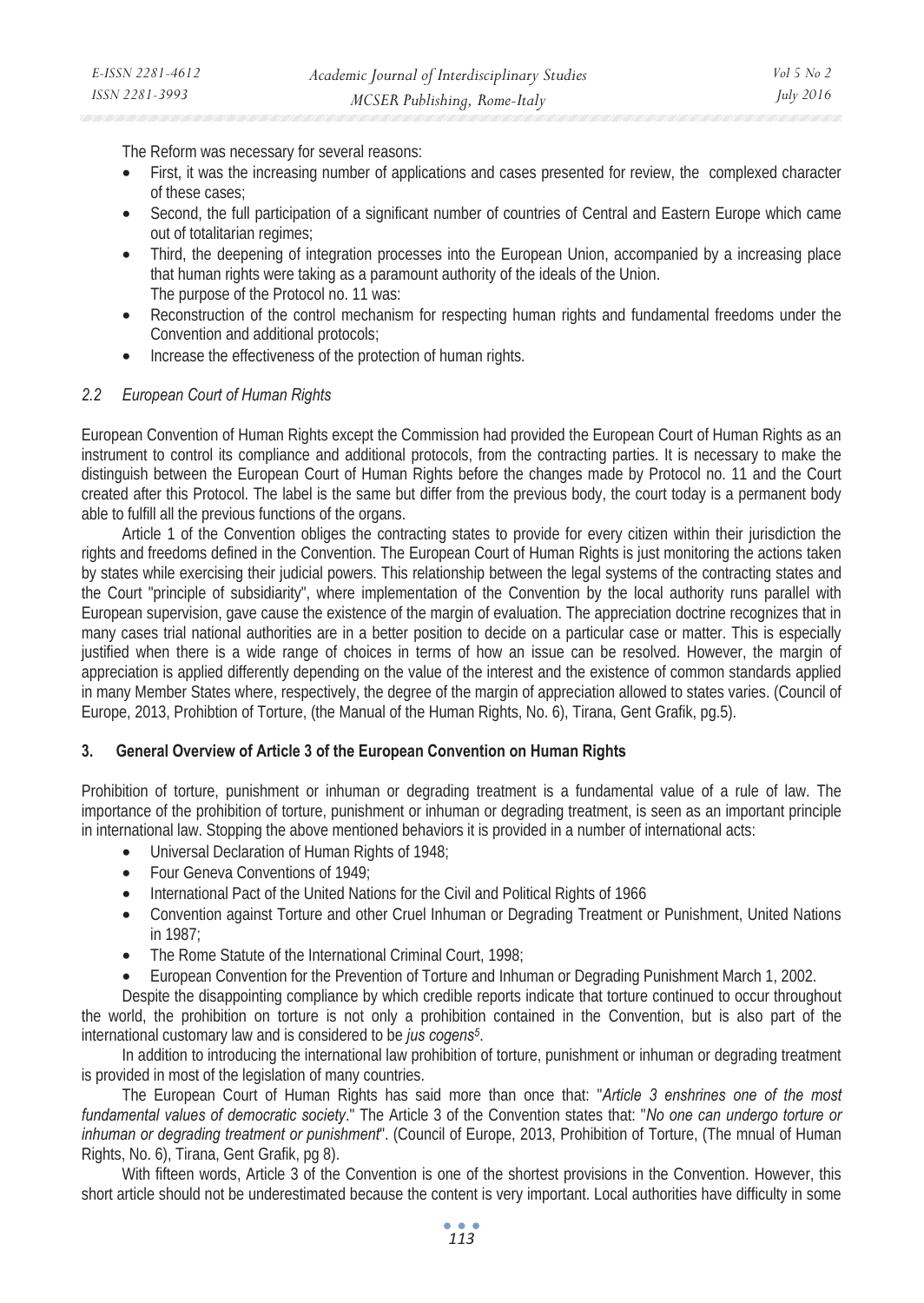The Reform was necessary for several reasons:

- First, it was the increasing number of applications and cases presented for review, the complexed character of these cases;
- Second, the full participation of a significant number of countries of Central and Eastern Europe which came out of totalitarian regimes;
- Third, the deepening of integration processes into the European Union, accompanied by a increasing place that human rights were taking as a paramount authority of the ideals of the Union.

The purpose of the Protocol no. 11 was:

- Reconstruction of the control mechanism for respecting human rights and fundamental freedoms under the Convention and additional protocols;
- Increase the effectiveness of the protection of human rights.

### *2.2 European Court of Human Rights*

European Convention of Human Rights except the Commission had provided the European Court of Human Rights as an instrument to control its compliance and additional protocols, from the contracting parties. It is necessary to make the distinguish between the European Court of Human Rights before the changes made by Protocol no. 11 and the Court created after this Protocol. The label is the same but differ from the previous body, the court today is a permanent body able to fulfill all the previous functions of the organs.

Article 1 of the Convention obliges the contracting states to provide for every citizen within their jurisdiction the rights and freedoms defined in the Convention. The European Court of Human Rights is just monitoring the actions taken by states while exercising their judicial powers. This relationship between the legal systems of the contracting states and the Court "principle of subsidiarity", where implementation of the Convention by the local authority runs parallel with European supervision, gave cause the existence of the margin of evaluation. The appreciation doctrine recognizes that in many cases trial national authorities are in a better position to decide on a particular case or matter. This is especially justified when there is a wide range of choices in terms of how an issue can be resolved. However, the margin of appreciation is applied differently depending on the value of the interest and the existence of common standards applied in many Member States where, respectively, the degree of the margin of appreciation allowed to states varies. (Council of Europe, 2013, Prohibtion of Torture, (the Manual of the Human Rights, No. 6), Tirana, Gent Grafik, pg.5).

## 3. General Overview of Article 3 of the European Convention on Human Rights

Prohibition of torture, punishment or inhuman or degrading treatment is a fundamental value of a rule of law. The importance of the prohibition of torture, punishment or inhuman or degrading treatment, is seen as an important principle in international law. Stopping the above mentioned behaviors it is provided in a number of international acts:

- Universal Declaration of Human Rights of 1948;
- Four Geneva Conventions of 1949;
- International Pact of the United Nations for the Civil and Political Rights of 1966
- Convention against Torture and other Cruel Inhuman or Degrading Treatment or Punishment, United Nations in 1987;
- The Rome Statute of the International Criminal Court, 1998;
- European Convention for the Prevention of Torture and Inhuman or Degrading Punishment March 1, 2002.

Despite the disappointing compliance by which credible reports indicate that torture continued to occur throughout the world, the prohibition on torture is not only a prohibition contained in the Convention, but is also part of the international customary law and is considered to be *jus cogens*[5].

In addition to introducing the international law prohibition of torture, punishment or inhuman or degrading treatment is provided in most of the legislation of many countries.

The European Court of Human Rights has said more than once that: "*Article 3 enshrines one of the most fundamental values of democratic society*." The Article 3 of the Convention states that: "*No one can undergo torture or inhuman or degrading treatment or punishment*". (Council of Europe, 2013, Prohibition of Torture, (The mnual of Human Rights, No. 6), Tirana, Gent Grafik, pg 8).

With fifteen words, Article 3 of the Convention is one of the shortest provisions in the Convention. However, this short article should not be underestimated because the content is very important. Local authorities have difficulty in some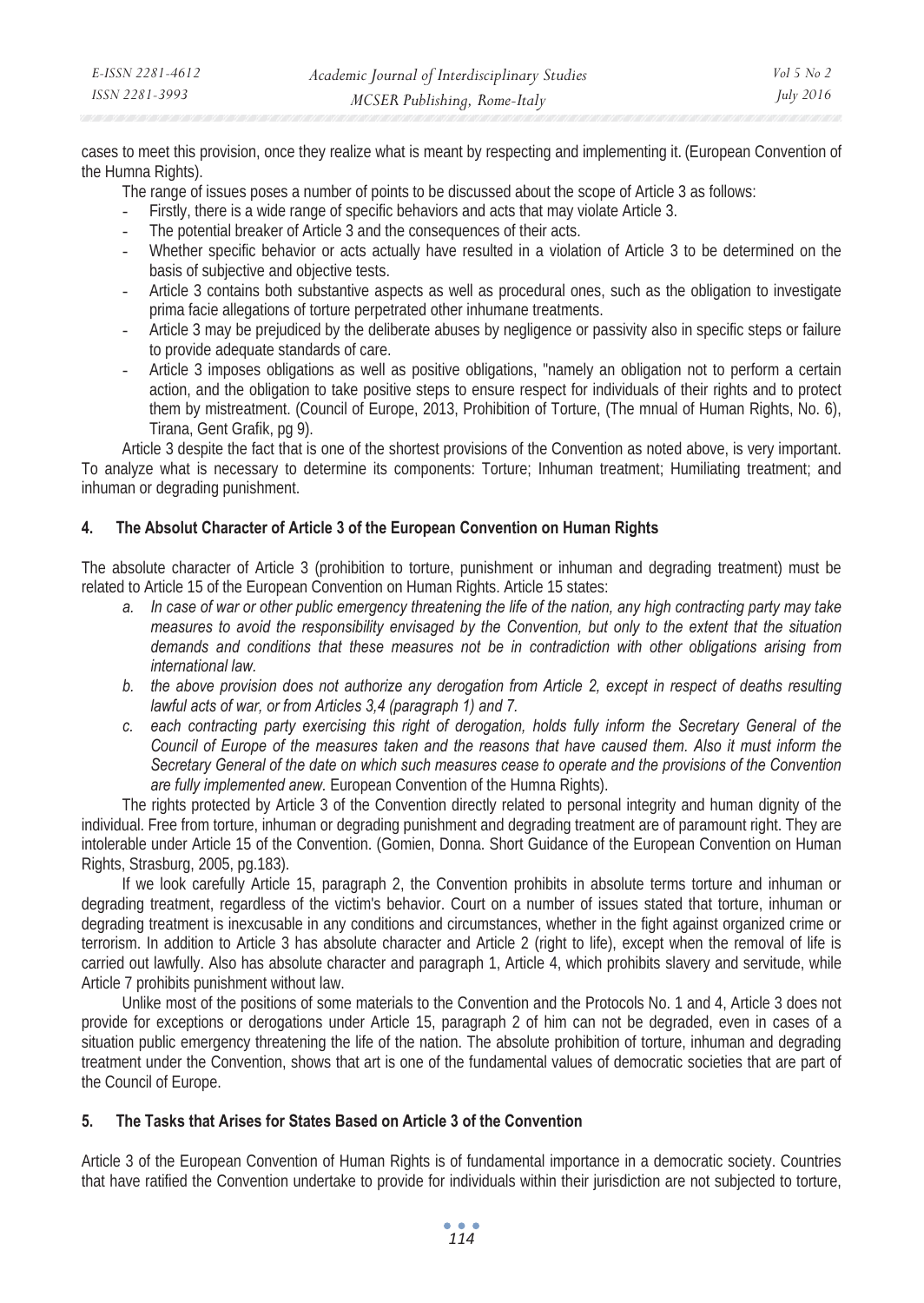cases to meet this provision, once they realize what is meant by respecting and implementing it. (European Convention of the Humna Rights).

The range of issues poses a number of points to be discussed about the scope of Article 3 as follows:

- Firstly, there is a wide range of specific behaviors and acts that may violate Article 3.
- The potential breaker of Article 3 and the consequences of their acts.
- Whether specific behavior or acts actually have resulted in a violation of Article 3 to be determined on the basis of subjective and objective tests.
- Article 3 contains both substantive aspects as well as procedural ones, such as the obligation to investigate prima facie allegations of torture perpetrated other inhumane treatments.
- Article 3 may be prejudiced by the deliberate abuses by negligence or passivity also in specific steps or failure to provide adequate standards of care.
- Article 3 imposes obligations as well as positive obligations, "namely an obligation not to perform a certain action, and the obligation to take positive steps to ensure respect for individuals of their rights and to protect them by mistreatment. (Council of Europe, 2013, Prohibition of Torture, (The mnual of Human Rights, No. 6), Tirana, Gent Grafik, pg 9).

Article 3 despite the fact that is one of the shortest provisions of the Convention as noted above, is very important. To analyze what is necessary to determine its components: Torture; Inhuman treatment; Humiliating treatment; and inhuman or degrading punishment.

## 4. The Absolut Character of Article 3 of the European Convention on Human Rights

The absolute character of Article 3 (prohibition to torture, punishment or inhuman and degrading treatment) must be related to Article 15 of the European Convention on Human Rights. Article 15 states:

a. *In case of war or other public emergency threatening the life of the nation, any high contracting party may take measures to avoid the responsibility envisaged by the Convention, but only to the extent that the situation demands and conditions that these measures not be in contradiction with other obligations arising from international law.*
b. *the above provision does not authorize any derogation from Article 2, except in respect of deaths resulting lawful acts of war, or from Articles 3,4 (paragraph 1) and 7.*
c. *each contracting party exercising this right of derogation, holds fully inform the Secretary General of the Council of Europe of the measures taken and the reasons that have caused them. Also it must inform the Secretary General of the date on which such measures cease to operate and the provisions of the Convention are fully implemented anew.* European Convention of the Humna Rights).

The rights protected by Article 3 of the Convention directly related to personal integrity and human dignity of the individual. Free from torture, inhuman or degrading punishment and degrading treatment are of paramount right. They are intolerable under Article 15 of the Convention. (Gomien, Donna. Short Guidance of the European Convention on Human Rights, Strasburg, 2005, pg.183).

If we look carefully Article 15, paragraph 2, the Convention prohibits in absolute terms torture and inhuman or degrading treatment, regardless of the victim's behavior. Court on a number of issues stated that torture, inhuman or degrading treatment is inexcusable in any conditions and circumstances, whether in the fight against organized crime or terrorism. In addition to Article 3 has absolute character and Article 2 (right to life), except when the removal of life is carried out lawfully. Also has absolute character and paragraph 1, Article 4, which prohibits slavery and servitude, while Article 7 prohibits punishment without law.

Unlike most of the positions of some materials to the Convention and the Protocols No. 1 and 4, Article 3 does not provide for exceptions or derogations under Article 15, paragraph 2 of him can not be degraded, even in cases of a situation public emergency threatening the life of the nation. The absolute prohibition of torture, inhuman and degrading treatment under the Convention, shows that art is one of the fundamental values of democratic societies that are part of the Council of Europe.

## 5. The Tasks that Arises for States Based on Article 3 of the Convention

Article 3 of the European Convention of Human Rights is of fundamental importance in a democratic society. Countries that have ratified the Convention undertake to provide for individuals within their jurisdiction are not subjected to torture,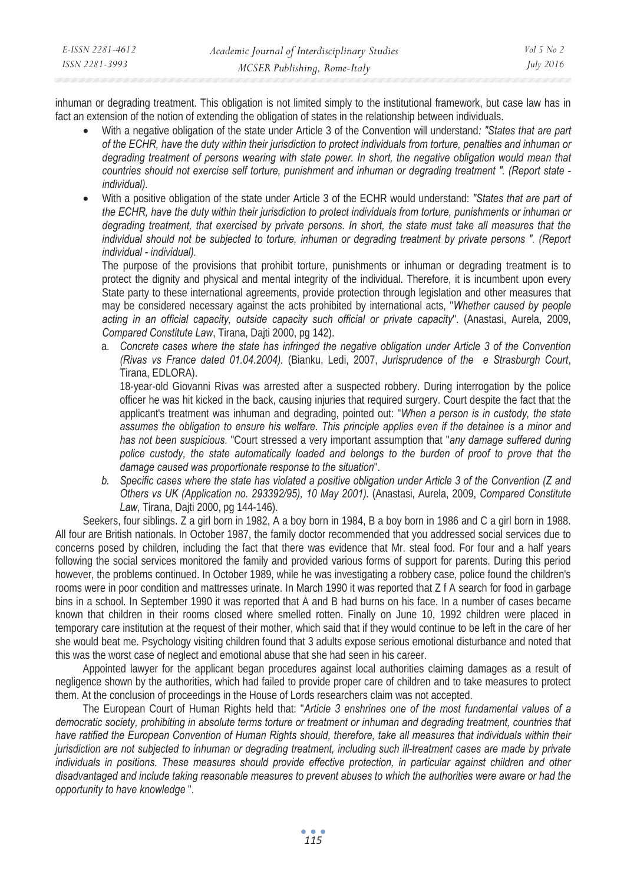inhuman or degrading treatment. This obligation is not limited simply to the institutional framework, but case law has in fact an extension of the notion of extending the obligation of states in the relationship between individuals.

- With a negative obligation of the state under Article 3 of the Convention will understand*: "States that are part of the ECHR, have the duty within their jurisdiction to protect individuals from torture, penalties and inhuman or degrading treatment of persons wearing with state power. In short, the negative obligation would mean that countries should not exercise self torture, punishment and inhuman or degrading treatment ". (Report state - individual).*
- With a positive obligation of the state under Article 3 of the ECHR would understand: *"States that are part of the ECHR, have the duty within their jurisdiction to protect individuals from torture, punishments or inhuman or degrading treatment, that exercised by private persons. In short, the state must take all measures that the individual should not be subjected to torture, inhuman or degrading treatment by private persons ". (Report individual - individual).*

  The purpose of the provisions that prohibit torture, punishments or inhuman or degrading treatment is to protect the dignity and physical and mental integrity of the individual. Therefore, it is incumbent upon every State party to these international agreements, provide protection through legislation and other measures that may be considered necessary against the acts prohibited by international acts, "*Whether caused by people acting in an official capacity, outside capacity such official or private capacity*". (Anastasi, Aurela, 2009, *Compared Constitute Law*, Tirana, Dajti 2000, pg 142).

  a. *Concrete cases where the state has infringed the negative obligation under Article 3 of the Convention (Rivas vs France dated 01.04.2004).* (Bianku, Ledi, 2007, *Jurisprudence of the e Strasburgh Court*, Tirana, EDLORA).

     18-year-old Giovanni Rivas was arrested after a suspected robbery. During interrogation by the police officer he was hit kicked in the back, causing injuries that required surgery. Court despite the fact that the applicant's treatment was inhuman and degrading, pointed out: "*When a person is in custody, the state assumes the obligation to ensure his welfare. This principle applies even if the detainee is a minor and has not been suspicious.* "Court stressed a very important assumption that "*any damage suffered during police custody, the state automatically loaded and belongs to the burden of proof to prove that the damage caused was proportionate response to the situation*".

  b. *Specific cases where the state has violated a positive obligation under Article 3 of the Convention (Z and Others vs UK (Application no. 293392/95), 10 May 2001).* (Anastasi, Aurela, 2009, *Compared Constitute Law*, Tirana, Dajti 2000, pg 144-146).

Seekers, four siblings. Z a girl born in 1982, A a boy born in 1984, B a boy born in 1986 and C a girl born in 1988. All four are British nationals. In October 1987, the family doctor recommended that you addressed social services due to concerns posed by children, including the fact that there was evidence that Mr. steal food. For four and a half years following the social services monitored the family and provided various forms of support for parents. During this period however, the problems continued. In October 1989, while he was investigating a robbery case, police found the children's rooms were in poor condition and mattresses urinate. In March 1990 it was reported that Z f A search for food in garbage bins in a school. In September 1990 it was reported that A and B had burns on his face. In a number of cases became known that children in their rooms closed where smelled rotten. Finally on June 10, 1992 children were placed in temporary care institution at the request of their mother, which said that if they would continue to be left in the care of her she would beat me. Psychology visiting children found that 3 adults expose serious emotional disturbance and noted that this was the worst case of neglect and emotional abuse that she had seen in his career.

Appointed lawyer for the applicant began procedures against local authorities claiming damages as a result of negligence shown by the authorities, which had failed to provide proper care of children and to take measures to protect them. At the conclusion of proceedings in the House of Lords researchers claim was not accepted.

The European Court of Human Rights held that: "*Article 3 enshrines one of the most fundamental values of a democratic society, prohibiting in absolute terms torture or treatment or inhuman and degrading treatment, countries that have ratified the European Convention of Human Rights should, therefore, take all measures that individuals within their jurisdiction are not subjected to inhuman or degrading treatment, including such ill-treatment cases are made by private individuals in positions. These measures should provide effective protection, in particular against children and other disadvantaged and include taking reasonable measures to prevent abuses to which the authorities were aware or had the opportunity to have knowledge* ".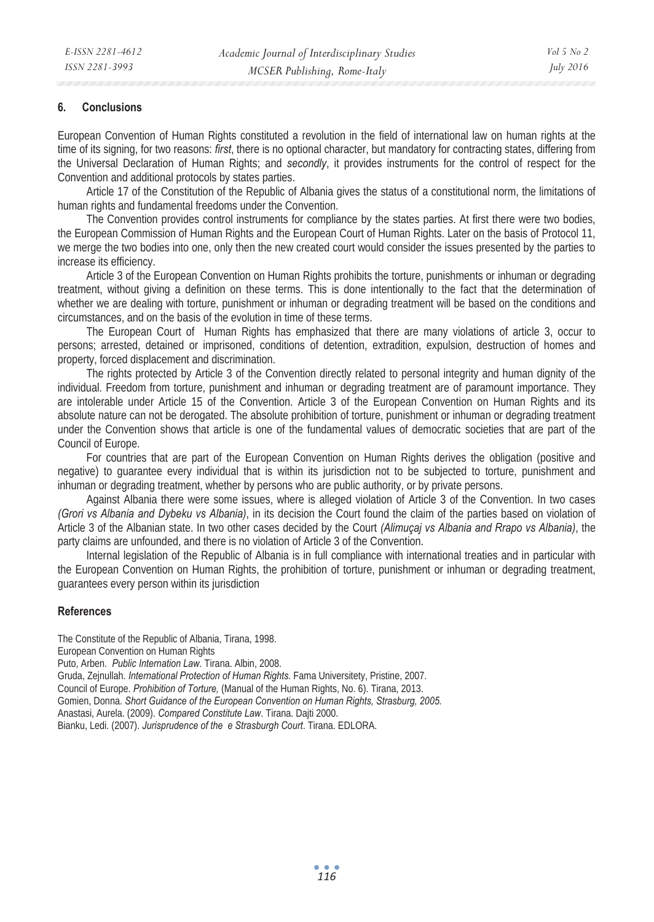## 6. Conclusions

European Convention of Human Rights constituted a revolution in the field of international law on human rights at the time of its signing, for two reasons: *first*, there is no optional character, but mandatory for contracting states, differing from the Universal Declaration of Human Rights; and *secondly*, it provides instruments for the control of respect for the Convention and additional protocols by states parties.

Article 17 of the Constitution of the Republic of Albania gives the status of a constitutional norm, the limitations of human rights and fundamental freedoms under the Convention.

The Convention provides control instruments for compliance by the states parties. At first there were two bodies, the European Commission of Human Rights and the European Court of Human Rights. Later on the basis of Protocol 11, we merge the two bodies into one, only then the new created court would consider the issues presented by the parties to increase its efficiency.

Article 3 of the European Convention on Human Rights prohibits the torture, punishments or inhuman or degrading treatment, without giving a definition on these terms. This is done intentionally to the fact that the determination of whether we are dealing with torture, punishment or inhuman or degrading treatment will be based on the conditions and circumstances, and on the basis of the evolution in time of these terms.

The European Court of Human Rights has emphasized that there are many violations of article 3, occur to persons; arrested, detained or imprisoned, conditions of detention, extradition, expulsion, destruction of homes and property, forced displacement and discrimination.

The rights protected by Article 3 of the Convention directly related to personal integrity and human dignity of the individual. Freedom from torture, punishment and inhuman or degrading treatment are of paramount importance. They are intolerable under Article 15 of the Convention. Article 3 of the European Convention on Human Rights and its absolute nature can not be derogated. The absolute prohibition of torture, punishment or inhuman or degrading treatment under the Convention shows that article is one of the fundamental values of democratic societies that are part of the Council of Europe.

For countries that are part of the European Convention on Human Rights derives the obligation (positive and negative) to guarantee every individual that is within its jurisdiction not to be subjected to torture, punishment and inhuman or degrading treatment, whether by persons who are public authority, or by private persons.

Against Albania there were some issues, where is alleged violation of Article 3 of the Convention. In two cases *(Grori vs Albania and Dybeku vs Albania)*, in its decision the Court found the claim of the parties based on violation of Article 3 of the Albanian state. In two other cases decided by the Court *(Alimuçaj vs Albania and Rrapo vs Albania)*, the party claims are unfounded, and there is no violation of Article 3 of the Convention.

Internal legislation of the Republic of Albania is in full compliance with international treaties and in particular with the European Convention on Human Rights, the prohibition of torture, punishment or inhuman or degrading treatment, guarantees every person within its jurisdiction

## References

The Constitute of the Republic of Albania, Tirana, 1998.
European Convention on Human Rights
Puto, Arben. *Public Internation Law*. Tirana. Albin, 2008.
Gruda, Zejnullah. *International Protection of Human Rights*. Fama Universitety, Pristine, 2007.
Council of Europe. *Prohibition of Torture*, (Manual of the Human Rights, No. 6). Tirana, 2013.
Gomien, Donna. *Short Guidance of the European Convention on Human Rights, Strasburg, 2005.*
Anastasi, Aurela. (2009). *Compared Constitute Law*. Tirana. Dajti 2000.
Bianku, Ledi. (2007). *Jurisprudence of the e Strasburgh Court*. Tirana. EDLORA.